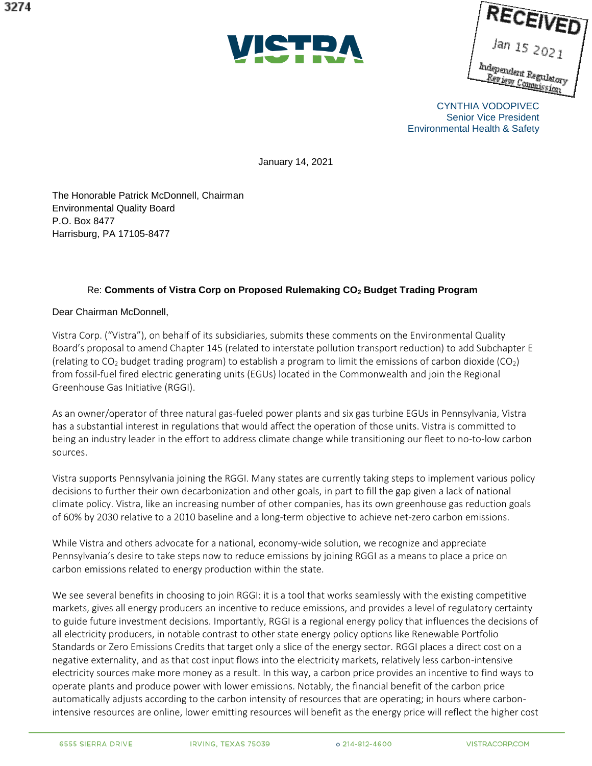RECEIVED
Jan 15 2021
Independent Regulatory Review Commission

CYNTHIA VODOPIVEC
Senior Vice President
Environmental Health & Safety

January 14, 2021

The Honorable Patrick McDonnell, Chairman
Environmental Quality Board
P.O. Box 8477
Harrisburg, PA 17105-8477

Re: **Comments of Vistra Corp on Proposed Rulemaking $CO_2$ Budget Trading Program**

Dear Chairman McDonnell,

Vistra Corp. ("Vistra"), on behalf of its subsidiaries, submits these comments on the Environmental Quality Board's proposal to amend Chapter 145 (related to interstate pollution transport reduction) to add Subchapter E (relating to $CO_2$ budget trading program) to establish a program to limit the emissions of carbon dioxide ($CO_2$) from fossil-fuel fired electric generating units (EGUs) located in the Commonwealth and join the Regional Greenhouse Gas Initiative (RGGI).

As an owner/operator of three natural gas-fueled power plants and six gas turbine EGUs in Pennsylvania, Vistra has a substantial interest in regulations that would affect the operation of those units. Vistra is committed to being an industry leader in the effort to address climate change while transitioning our fleet to no-to-low carbon sources.

Vistra supports Pennsylvania joining the RGGI. Many states are currently taking steps to implement various policy decisions to further their own decarbonization and other goals, in part to fill the gap given a lack of national climate policy. Vistra, like an increasing number of other companies, has its own greenhouse gas reduction goals of 60% by 2030 relative to a 2010 baseline and a long-term objective to achieve net-zero carbon emissions.

While Vistra and others advocate for a national, economy-wide solution, we recognize and appreciate Pennsylvania's desire to take steps now to reduce emissions by joining RGGI as a means to place a price on carbon emissions related to energy production within the state.

We see several benefits in choosing to join RGGI: it is a tool that works seamlessly with the existing competitive markets, gives all energy producers an incentive to reduce emissions, and provides a level of regulatory certainty to guide future investment decisions. Importantly, RGGI is a regional energy policy that influences the decisions of all electricity producers, in notable contrast to other state energy policy options like Renewable Portfolio Standards or Zero Emissions Credits that target only a slice of the energy sector. RGGI places a direct cost on a negative externality, and as that cost input flows into the electricity markets, relatively less carbon-intensive electricity sources make more money as a result. In this way, a carbon price provides an incentive to find ways to operate plants and produce power with lower emissions. Notably, the financial benefit of the carbon price automatically adjusts according to the carbon intensity of resources that are operating; in hours where carbon-intensive resources are online, lower emitting resources will benefit as the energy price will reflect the higher cost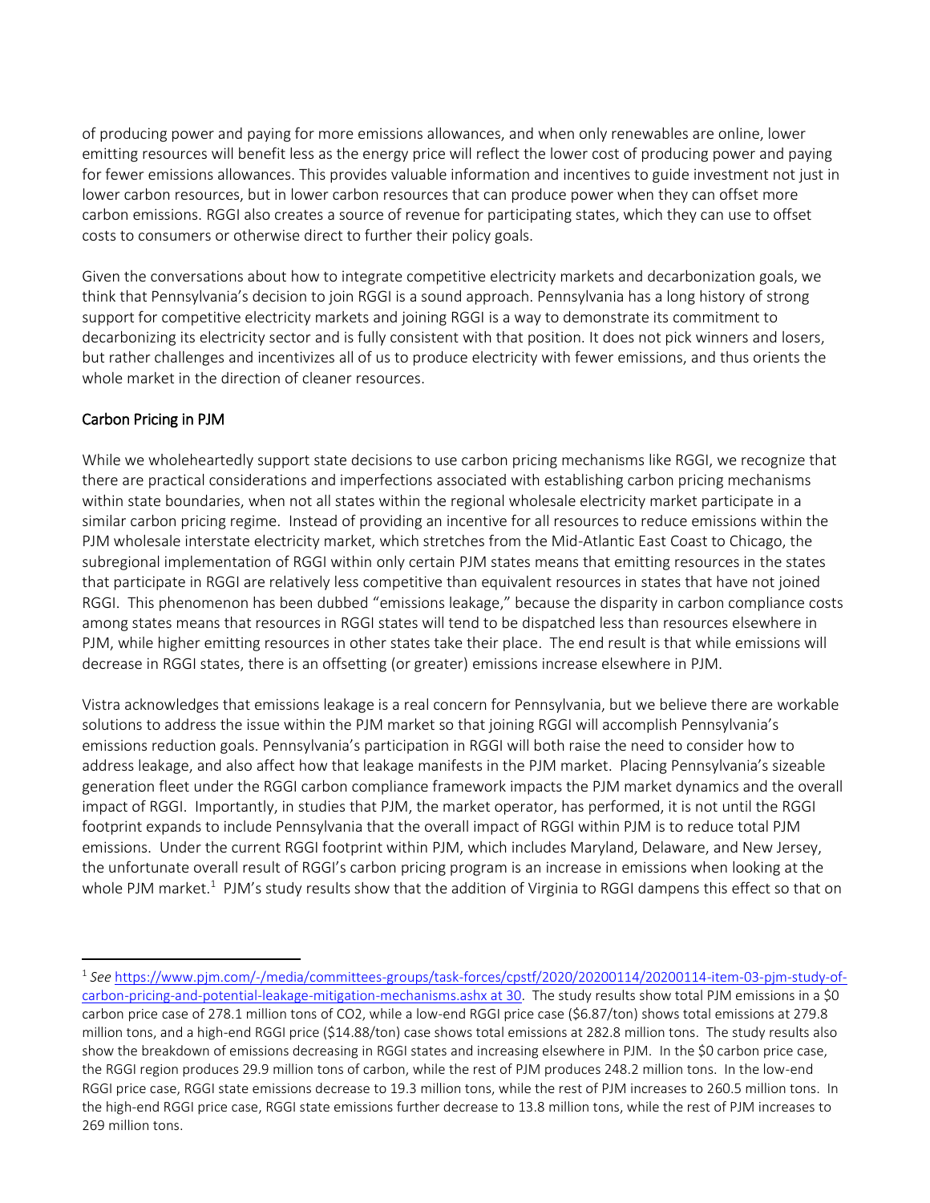of producing power and paying for more emissions allowances, and when only renewables are online, lower emitting resources will benefit less as the energy price will reflect the lower cost of producing power and paying for fewer emissions allowances. This provides valuable information and incentives to guide investment not just in lower carbon resources, but in lower carbon resources that can produce power when they can offset more carbon emissions. RGGI also creates a source of revenue for participating states, which they can use to offset costs to consumers or otherwise direct to further their policy goals.

Given the conversations about how to integrate competitive electricity markets and decarbonization goals, we think that Pennsylvania's decision to join RGGI is a sound approach. Pennsylvania has a long history of strong support for competitive electricity markets and joining RGGI is a way to demonstrate its commitment to decarbonizing its electricity sector and is fully consistent with that position. It does not pick winners and losers, but rather challenges and incentivizes all of us to produce electricity with fewer emissions, and thus orients the whole market in the direction of cleaner resources.

## Carbon Pricing in PJM

While we wholeheartedly support state decisions to use carbon pricing mechanisms like RGGI, we recognize that there are practical considerations and imperfections associated with establishing carbon pricing mechanisms within state boundaries, when not all states within the regional wholesale electricity market participate in a similar carbon pricing regime. Instead of providing an incentive for all resources to reduce emissions within the PJM wholesale interstate electricity market, which stretches from the Mid-Atlantic East Coast to Chicago, the subregional implementation of RGGI within only certain PJM states means that emitting resources in the states that participate in RGGI are relatively less competitive than equivalent resources in states that have not joined RGGI. This phenomenon has been dubbed "emissions leakage," because the disparity in carbon compliance costs among states means that resources in RGGI states will tend to be dispatched less than resources elsewhere in PJM, while higher emitting resources in other states take their place. The end result is that while emissions will decrease in RGGI states, there is an offsetting (or greater) emissions increase elsewhere in PJM.

Vistra acknowledges that emissions leakage is a real concern for Pennsylvania, but we believe there are workable solutions to address the issue within the PJM market so that joining RGGI will accomplish Pennsylvania's emissions reduction goals. Pennsylvania's participation in RGGI will both raise the need to consider how to address leakage, and also affect how that leakage manifests in the PJM market. Placing Pennsylvania's sizeable generation fleet under the RGGI carbon compliance framework impacts the PJM market dynamics and the overall impact of RGGI. Importantly, in studies that PJM, the market operator, has performed, it is not until the RGGI footprint expands to include Pennsylvania that the overall impact of RGGI within PJM is to reduce total PJM emissions. Under the current RGGI footprint within PJM, which includes Maryland, Delaware, and New Jersey, the unfortunate overall result of RGGI's carbon pricing program is an increase in emissions when looking at the whole PJM market.[1] PJM's study results show that the addition of Virginia to RGGI dampens this effect so that on

---

[1] *See* https://www.pjm.com/-/media/committees-groups/task-forces/cpstf/2020/20200114/20200114-item-03-pjm-study-of-carbon-pricing-and-potential-leakage-mitigation-mechanisms.ashx at 30. The study results show total PJM emissions in a $0 carbon price case of 278.1 million tons of CO2, while a low-end RGGI price case ($6.87/ton) shows total emissions at 279.8 million tons, and a high-end RGGI price ($14.88/ton) case shows total emissions at 282.8 million tons. The study results also show the breakdown of emissions decreasing in RGGI states and increasing elsewhere in PJM. In the $0 carbon price case, the RGGI region produces 29.9 million tons of carbon, while the rest of PJM produces 248.2 million tons. In the low-end RGGI price case, RGGI state emissions decrease to 19.3 million tons, while the rest of PJM increases to 260.5 million tons. In the high-end RGGI price case, RGGI state emissions further decrease to 13.8 million tons, while the rest of PJM increases to 269 million tons.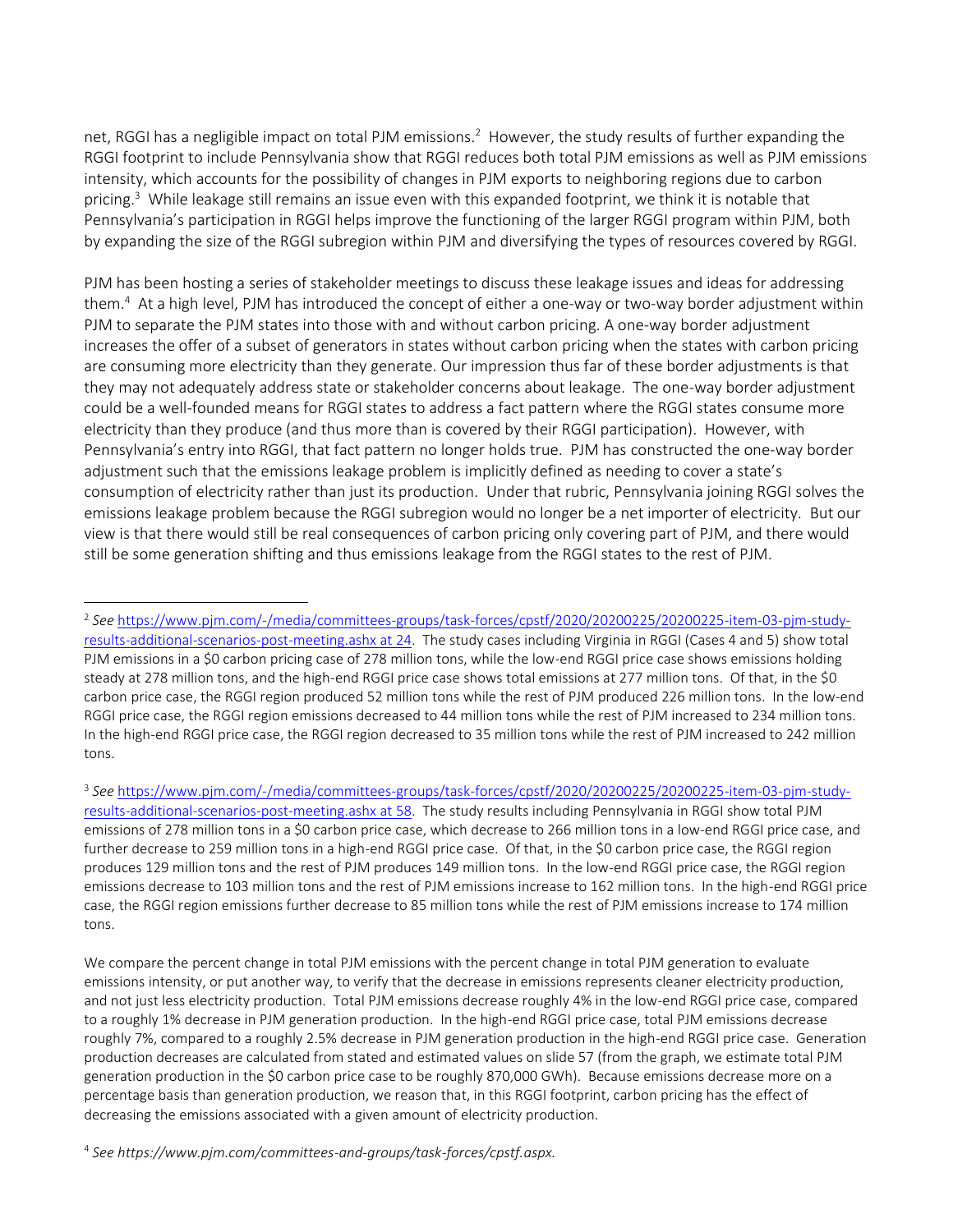net, RGGI has a negligible impact on total PJM emissions.[2] However, the study results of further expanding the RGGI footprint to include Pennsylvania show that RGGI reduces both total PJM emissions as well as PJM emissions intensity, which accounts for the possibility of changes in PJM exports to neighboring regions due to carbon pricing.[3] While leakage still remains an issue even with this expanded footprint, we think it is notable that Pennsylvania's participation in RGGI helps improve the functioning of the larger RGGI program within PJM, both by expanding the size of the RGGI subregion within PJM and diversifying the types of resources covered by RGGI.

PJM has been hosting a series of stakeholder meetings to discuss these leakage issues and ideas for addressing them.[4] At a high level, PJM has introduced the concept of either a one-way or two-way border adjustment within PJM to separate the PJM states into those with and without carbon pricing. A one-way border adjustment increases the offer of a subset of generators in states without carbon pricing when the states with carbon pricing are consuming more electricity than they generate. Our impression thus far of these border adjustments is that they may not adequately address state or stakeholder concerns about leakage. The one-way border adjustment could be a well-founded means for RGGI states to address a fact pattern where the RGGI states consume more electricity than they produce (and thus more than is covered by their RGGI participation). However, with Pennsylvania's entry into RGGI, that fact pattern no longer holds true. PJM has constructed the one-way border adjustment such that the emissions leakage problem is implicitly defined as needing to cover a state's consumption of electricity rather than just its production. Under that rubric, Pennsylvania joining RGGI solves the emissions leakage problem because the RGGI subregion would no longer be a net importer of electricity. But our view is that there would still be real consequences of carbon pricing only covering part of PJM, and there would still be some generation shifting and thus emissions leakage from the RGGI states to the rest of PJM.

---

[2] *See* https://www.pjm.com/-/media/committees-groups/task-forces/cpstf/2020/20200225/20200225-item-03-pjm-study-results-additional-scenarios-post-meeting.ashx at 24. The study cases including Virginia in RGGI (Cases 4 and 5) show total PJM emissions in a $0 carbon pricing case of 278 million tons, while the low-end RGGI price case shows emissions holding steady at 278 million tons, and the high-end RGGI price case shows total emissions at 277 million tons. Of that, in the $0 carbon price case, the RGGI region produced 52 million tons while the rest of PJM produced 226 million tons. In the low-end RGGI price case, the RGGI region emissions decreased to 44 million tons while the rest of PJM increased to 234 million tons. In the high-end RGGI price case, the RGGI region decreased to 35 million tons while the rest of PJM increased to 242 million tons.

[3] *See* https://www.pjm.com/-/media/committees-groups/task-forces/cpstf/2020/20200225/20200225-item-03-pjm-study-results-additional-scenarios-post-meeting.ashx at 58. The study results including Pennsylvania in RGGI show total PJM emissions of 278 million tons in a $0 carbon price case, which decrease to 266 million tons in a low-end RGGI price case, and further decrease to 259 million tons in a high-end RGGI price case. Of that, in the $0 carbon price case, the RGGI region produces 129 million tons and the rest of PJM produces 149 million tons. In the low-end RGGI price case, the RGGI region emissions decrease to 103 million tons and the rest of PJM emissions increase to 162 million tons. In the high-end RGGI price case, the RGGI region emissions further decrease to 85 million tons while the rest of PJM emissions increase to 174 million tons.

We compare the percent change in total PJM emissions with the percent change in total PJM generation to evaluate emissions intensity, or put another way, to verify that the decrease in emissions represents cleaner electricity production, and not just less electricity production. Total PJM emissions decrease roughly 4% in the low-end RGGI price case, compared to a roughly 1% decrease in PJM generation production. In the high-end RGGI price case, total PJM emissions decrease roughly 7%, compared to a roughly 2.5% decrease in PJM generation production in the high-end RGGI price case. Generation production decreases are calculated from stated and estimated values on slide 57 (from the graph, we estimate total PJM generation production in the $0 carbon price case to be roughly 870,000 GWh). Because emissions decrease more on a percentage basis than generation production, we reason that, in this RGGI footprint, carbon pricing has the effect of decreasing the emissions associated with a given amount of electricity production.

[4] *See https://www.pjm.com/committees-and-groups/task-forces/cpstf.aspx.*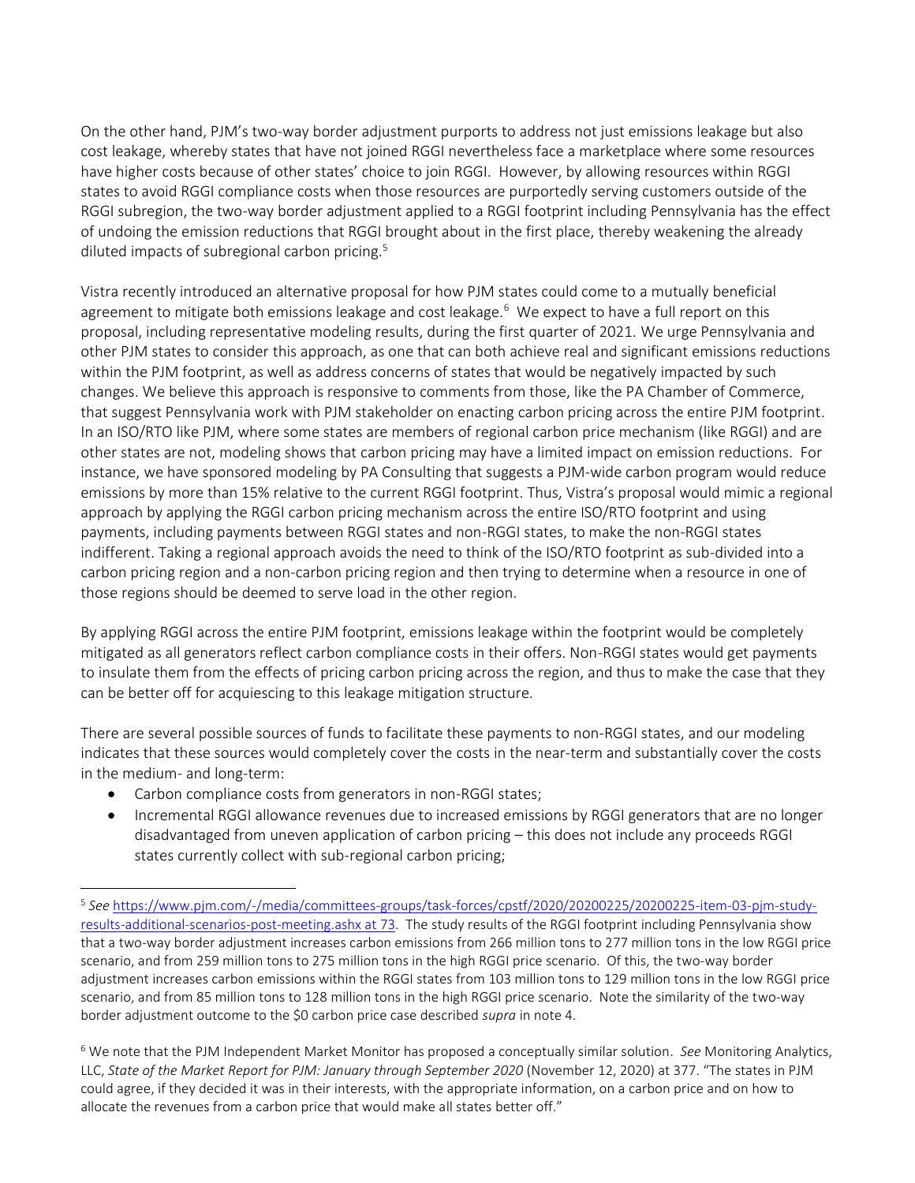On the other hand, PJM's two-way border adjustment purports to address not just emissions leakage but also cost leakage, whereby states that have not joined RGGI nevertheless face a marketplace where some resources have higher costs because of other states' choice to join RGGI. However, by allowing resources within RGGI states to avoid RGGI compliance costs when those resources are purportedly serving customers outside of the RGGI subregion, the two-way border adjustment applied to a RGGI footprint including Pennsylvania has the effect of undoing the emission reductions that RGGI brought about in the first place, thereby weakening the already diluted impacts of subregional carbon pricing.[5]

Vistra recently introduced an alternative proposal for how PJM states could come to a mutually beneficial agreement to mitigate both emissions leakage and cost leakage.[6] We expect to have a full report on this proposal, including representative modeling results, during the first quarter of 2021. We urge Pennsylvania and other PJM states to consider this approach, as one that can both achieve real and significant emissions reductions within the PJM footprint, as well as address concerns of states that would be negatively impacted by such changes. We believe this approach is responsive to comments from those, like the PA Chamber of Commerce, that suggest Pennsylvania work with PJM stakeholder on enacting carbon pricing across the entire PJM footprint. In an ISO/RTO like PJM, where some states are members of regional carbon price mechanism (like RGGI) and are other states are not, modeling shows that carbon pricing may have a limited impact on emission reductions. For instance, we have sponsored modeling by PA Consulting that suggests a PJM-wide carbon program would reduce emissions by more than 15% relative to the current RGGI footprint. Thus, Vistra's proposal would mimic a regional approach by applying the RGGI carbon pricing mechanism across the entire ISO/RTO footprint and using payments, including payments between RGGI states and non-RGGI states, to make the non-RGGI states indifferent. Taking a regional approach avoids the need to think of the ISO/RTO footprint as sub-divided into a carbon pricing region and a non-carbon pricing region and then trying to determine when a resource in one of those regions should be deemed to serve load in the other region.

By applying RGGI across the entire PJM footprint, emissions leakage within the footprint would be completely mitigated as all generators reflect carbon compliance costs in their offers. Non-RGGI states would get payments to insulate them from the effects of pricing carbon pricing across the region, and thus to make the case that they can be better off for acquiescing to this leakage mitigation structure.

There are several possible sources of funds to facilitate these payments to non-RGGI states, and our modeling indicates that these sources would completely cover the costs in the near-term and substantially cover the costs in the medium- and long-term:

- Carbon compliance costs from generators in non-RGGI states;
- Incremental RGGI allowance revenues due to increased emissions by RGGI generators that are no longer disadvantaged from uneven application of carbon pricing – this does not include any proceeds RGGI states currently collect with sub-regional carbon pricing;

---

[5] *See* https://www.pjm.com/-/media/committees-groups/task-forces/cpstf/2020/20200225/20200225-item-03-pjm-study-results-additional-scenarios-post-meeting.ashx at 73. The study results of the RGGI footprint including Pennsylvania show that a two-way border adjustment increases carbon emissions from 266 million tons to 277 million tons in the low RGGI price scenario, and from 259 million tons to 275 million tons in the high RGGI price scenario. Of this, the two-way border adjustment increases carbon emissions within the RGGI states from 103 million tons to 129 million tons in the low RGGI price scenario, and from 85 million tons to 128 million tons in the high RGGI price scenario. Note the similarity of the two-way border adjustment outcome to the $0 carbon price case described *supra* in note 4.

[6] We note that the PJM Independent Market Monitor has proposed a conceptually similar solution. *See* Monitoring Analytics, LLC, *State of the Market Report for PJM: January through September 2020* (November 12, 2020) at 377. "The states in PJM could agree, if they decided it was in their interests, with the appropriate information, on a carbon price and on how to allocate the revenues from a carbon price that would make all states better off."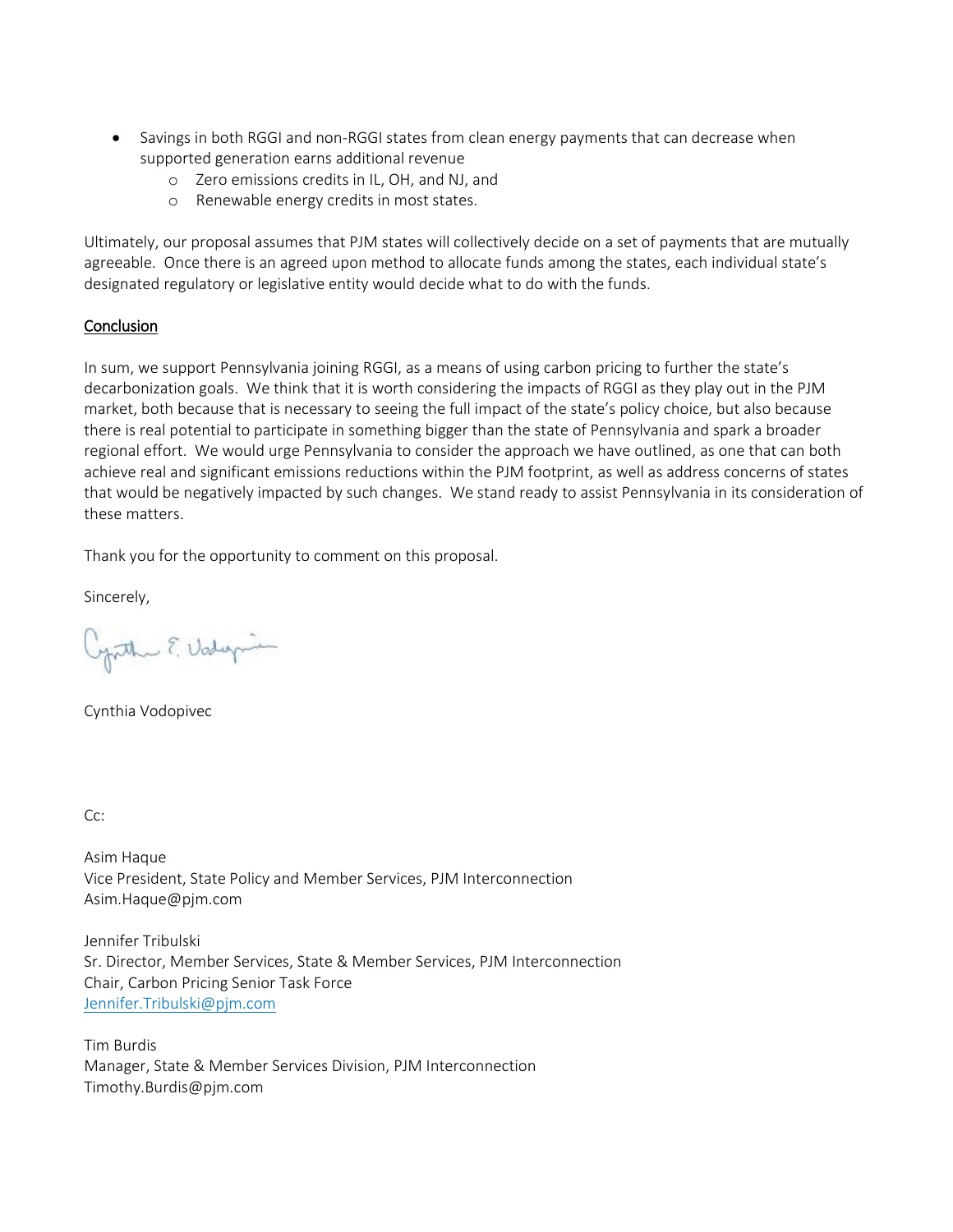- Savings in both RGGI and non-RGGI states from clean energy payments that can decrease when supported generation earns additional revenue
  - Zero emissions credits in IL, OH, and NJ, and
  - Renewable energy credits in most states.

Ultimately, our proposal assumes that PJM states will collectively decide on a set of payments that are mutually agreeable. Once there is an agreed upon method to allocate funds among the states, each individual state's designated regulatory or legislative entity would decide what to do with the funds.

## Conclusion

In sum, we support Pennsylvania joining RGGI, as a means of using carbon pricing to further the state's decarbonization goals. We think that it is worth considering the impacts of RGGI as they play out in the PJM market, both because that is necessary to seeing the full impact of the state's policy choice, but also because there is real potential to participate in something bigger than the state of Pennsylvania and spark a broader regional effort. We would urge Pennsylvania to consider the approach we have outlined, as one that can both achieve real and significant emissions reductions within the PJM footprint, as well as address concerns of states that would be negatively impacted by such changes. We stand ready to assist Pennsylvania in its consideration of these matters.

Thank you for the opportunity to comment on this proposal.

Sincerely,

Cynthia Vodopivec

Cc:

Asim Haque
Vice President, State Policy and Member Services, PJM Interconnection
Asim.Haque@pjm.com

Jennifer Tribulski
Sr. Director, Member Services, State & Member Services, PJM Interconnection
Chair, Carbon Pricing Senior Task Force
Jennifer.Tribulski@pjm.com

Tim Burdis
Manager, State & Member Services Division, PJM Interconnection
Timothy.Burdis@pjm.com